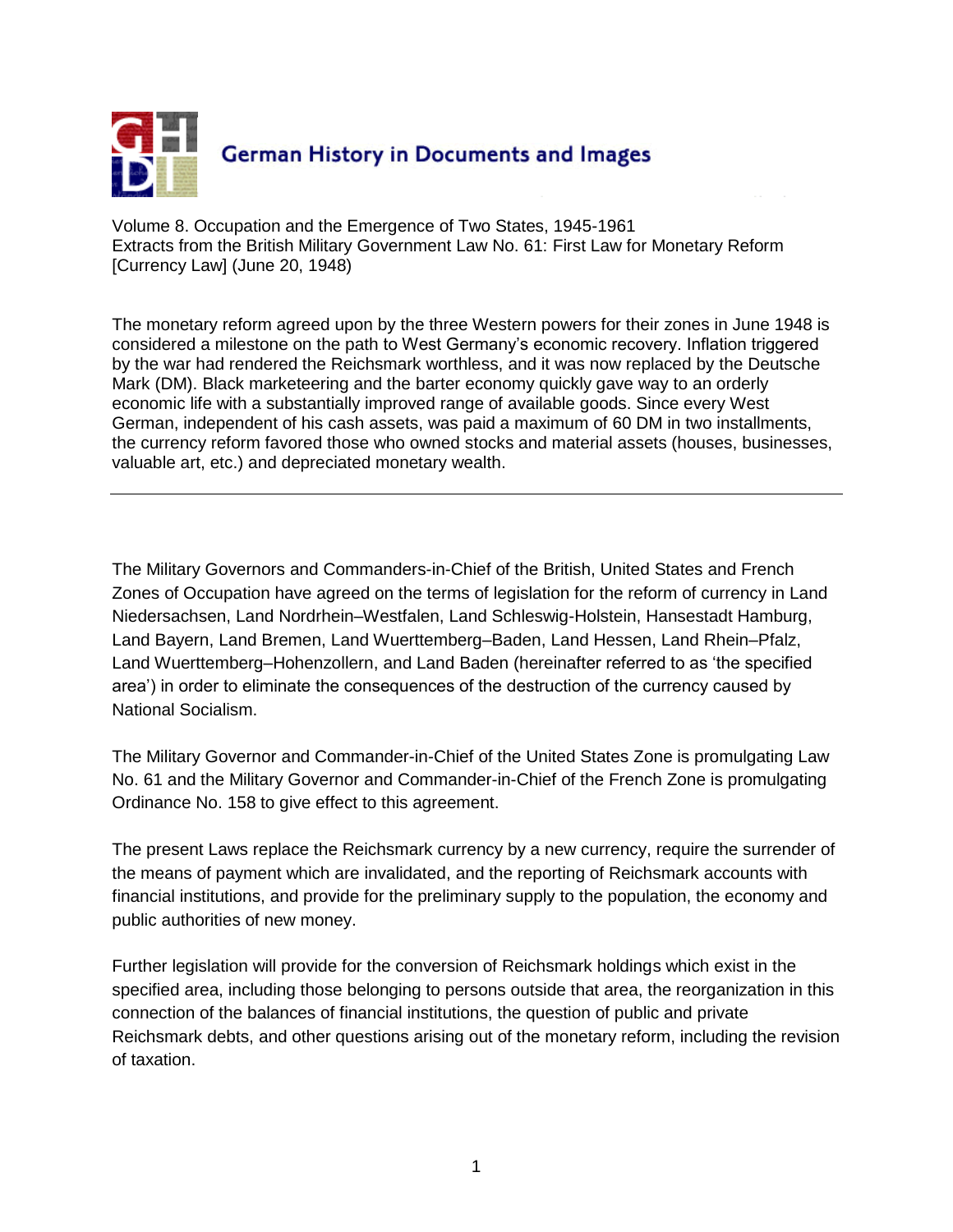# German History in Documents and Images

Volume 8. Occupation and the Emergence of Two States, 1945-1961
Extracts from the British Military Government Law No. 61: First Law for Monetary Reform [Currency Law] (June 20, 1948)

The monetary reform agreed upon by the three Western powers for their zones in June 1948 is considered a milestone on the path to West Germany's economic recovery. Inflation triggered by the war had rendered the Reichsmark worthless, and it was now replaced by the Deutsche Mark (DM). Black marketeering and the barter economy quickly gave way to an orderly economic life with a substantially improved range of available goods. Since every West German, independent of his cash assets, was paid a maximum of 60 DM in two installments, the currency reform favored those who owned stocks and material assets (houses, businesses, valuable art, etc.) and depreciated monetary wealth.

---

The Military Governors and Commanders-in-Chief of the British, United States and French Zones of Occupation have agreed on the terms of legislation for the reform of currency in Land Niedersachsen, Land Nordrhein–Westfalen, Land Schleswig-Holstein, Hansestadt Hamburg, Land Bayern, Land Bremen, Land Wuerttemberg–Baden, Land Hessen, Land Rhein–Pfalz, Land Wuerttemberg–Hohenzollern, and Land Baden (hereinafter referred to as 'the specified area') in order to eliminate the consequences of the destruction of the currency caused by National Socialism.

The Military Governor and Commander-in-Chief of the United States Zone is promulgating Law No. 61 and the Military Governor and Commander-in-Chief of the French Zone is promulgating Ordinance No. 158 to give effect to this agreement.

The present Laws replace the Reichsmark currency by a new currency, require the surrender of the means of payment which are invalidated, and the reporting of Reichsmark accounts with financial institutions, and provide for the preliminary supply to the population, the economy and public authorities of new money.

Further legislation will provide for the conversion of Reichsmark holdings which exist in the specified area, including those belonging to persons outside that area, the reorganization in this connection of the balances of financial institutions, the question of public and private Reichsmark debts, and other questions arising out of the monetary reform, including the revision of taxation.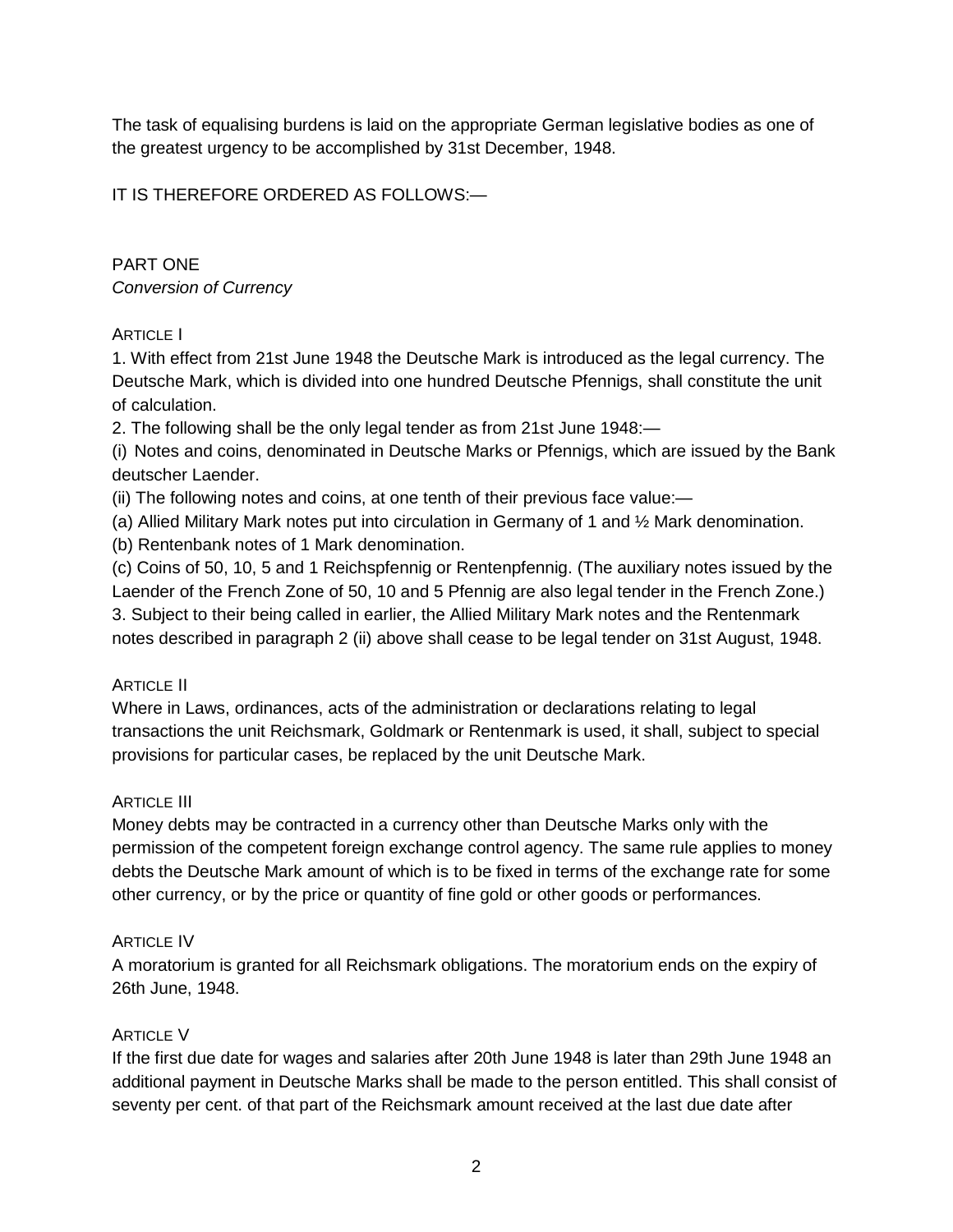The task of equalising burdens is laid on the appropriate German legislative bodies as one of the greatest urgency to be accomplished by 31st December, 1948.

IT IS THEREFORE ORDERED AS FOLLOWS:—

## PART ONE

*Conversion of Currency*

### Article I

1. With effect from 21st June 1948 the Deutsche Mark is introduced as the legal currency. The Deutsche Mark, which is divided into one hundred Deutsche Pfennigs, shall constitute the unit of calculation.

2. The following shall be the only legal tender as from 21st June 1948:—

(i) Notes and coins, denominated in Deutsche Marks or Pfennigs, which are issued by the Bank deutscher Laender.

(ii) The following notes and coins, at one tenth of their previous face value:—

(a) Allied Military Mark notes put into circulation in Germany of 1 and ½ Mark denomination.

(b) Rentenbank notes of 1 Mark denomination.

(c) Coins of 50, 10, 5 and 1 Reichspfennig or Rentenpfennig. (The auxiliary notes issued by the Laender of the French Zone of 50, 10 and 5 Pfennig are also legal tender in the French Zone.)

3. Subject to their being called in earlier, the Allied Military Mark notes and the Rentenmark notes described in paragraph 2 (ii) above shall cease to be legal tender on 31st August, 1948.

### Article II

Where in Laws, ordinances, acts of the administration or declarations relating to legal transactions the unit Reichsmark, Goldmark or Rentenmark is used, it shall, subject to special provisions for particular cases, be replaced by the unit Deutsche Mark.

### Article III

Money debts may be contracted in a currency other than Deutsche Marks only with the permission of the competent foreign exchange control agency. The same rule applies to money debts the Deutsche Mark amount of which is to be fixed in terms of the exchange rate for some other currency, or by the price or quantity of fine gold or other goods or performances.

### Article IV

A moratorium is granted for all Reichsmark obligations. The moratorium ends on the expiry of 26th June, 1948.

### Article V

If the first due date for wages and salaries after 20th June 1948 is later than 29th June 1948 an additional payment in Deutsche Marks shall be made to the person entitled. This shall consist of seventy per cent. of that part of the Reichsmark amount received at the last due date after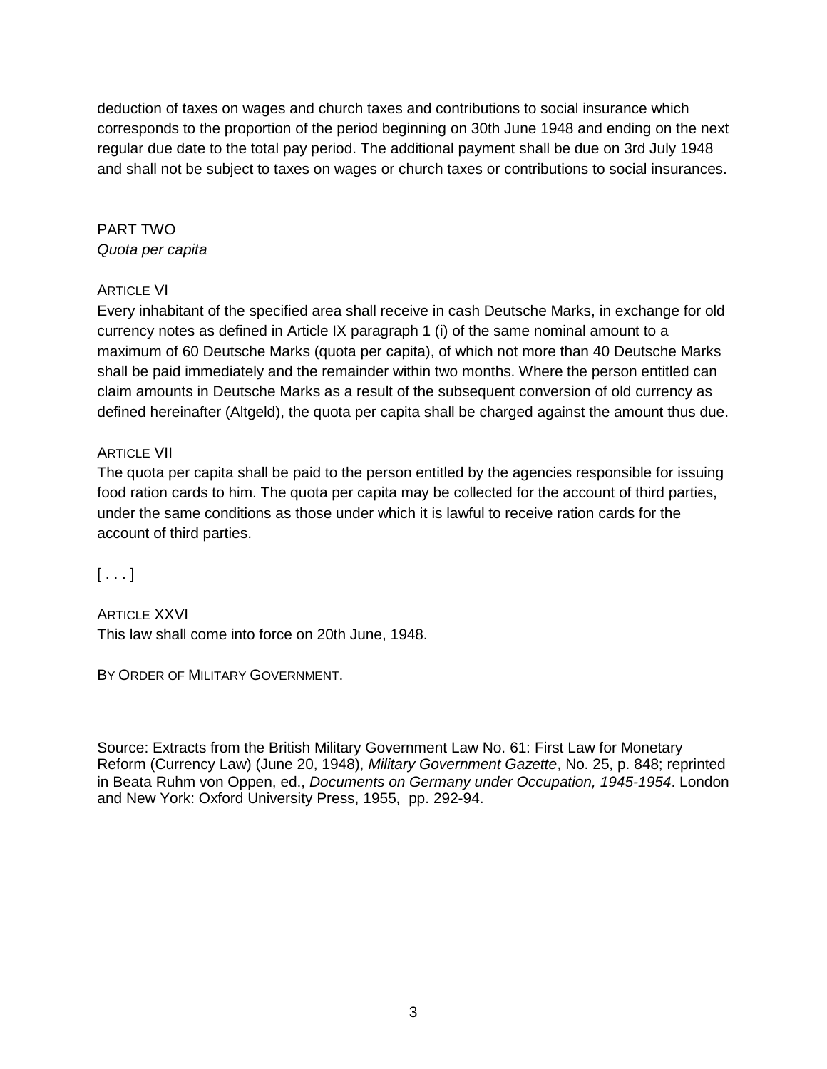deduction of taxes on wages and church taxes and contributions to social insurance which corresponds to the proportion of the period beginning on 30th June 1948 and ending on the next regular due date to the total pay period. The additional payment shall be due on 3rd July 1948 and shall not be subject to taxes on wages or church taxes or contributions to social insurances.

## PART TWO
*Quota per capita*

### ARTICLE VI

Every inhabitant of the specified area shall receive in cash Deutsche Marks, in exchange for old currency notes as defined in Article IX paragraph 1 (i) of the same nominal amount to a maximum of 60 Deutsche Marks (quota per capita), of which not more than 40 Deutsche Marks shall be paid immediately and the remainder within two months. Where the person entitled can claim amounts in Deutsche Marks as a result of the subsequent conversion of old currency as defined hereinafter (Altgeld), the quota per capita shall be charged against the amount thus due.

### ARTICLE VII

The quota per capita shall be paid to the person entitled by the agencies responsible for issuing food ration cards to him. The quota per capita may be collected for the account of third parties, under the same conditions as those under which it is lawful to receive ration cards for the account of third parties.

[ . . . ]

### ARTICLE XXVI

This law shall come into force on 20th June, 1948.

BY ORDER OF MILITARY GOVERNMENT.

Source: Extracts from the British Military Government Law No. 61: First Law for Monetary Reform (Currency Law) (June 20, 1948), *Military Government Gazette*, No. 25, p. 848; reprinted in Beata Ruhm von Oppen, ed., *Documents on Germany under Occupation, 1945-1954*. London and New York: Oxford University Press, 1955, pp. 292-94.